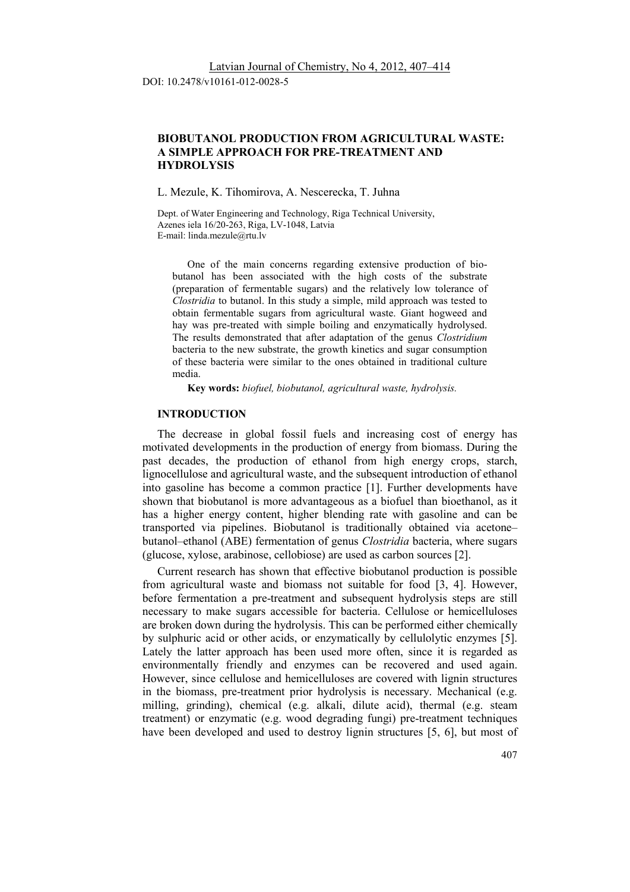DOI: 10.2478/v10161-012-0028-5

# BIOBUTANOL PRODUCTION FROM AGRICULTURAL WASTE: A SIMPLE APPROACH FOR PRE-TREATMENT AND HYDROLYSIS

L. Mezule, K. Tihomirova, A. Nescerecka, T. Juhna

Dept. of Water Engineering and Technology, Riga Technical University, Azenes iela 16/20-263, Riga, LV-1048, Latvia
E-mail: linda.mezule@rtu.lv

One of the main concerns regarding extensive production of bio-butanol has been associated with the high costs of the substrate (preparation of fermentable sugars) and the relatively low tolerance of *Clostridia* to butanol. In this study a simple, mild approach was tested to obtain fermentable sugars from agricultural waste. Giant hogweed and hay was pre-treated with simple boiling and enzymatically hydrolysed. The results demonstrated that after adaptation of the genus *Clostridium* bacteria to the new substrate, the growth kinetics and sugar consumption of these bacteria were similar to the ones obtained in traditional culture media.

**Key words:** *biofuel, biobutanol, agricultural waste, hydrolysis.*

## INTRODUCTION

The decrease in global fossil fuels and increasing cost of energy has motivated developments in the production of energy from biomass. During the past decades, the production of ethanol from high energy crops, starch, lignocellulose and agricultural waste, and the subsequent introduction of ethanol into gasoline has become a common practice [1]. Further developments have shown that biobutanol is more advantageous as a biofuel than bioethanol, as it has a higher energy content, higher blending rate with gasoline and can be transported via pipelines. Biobutanol is traditionally obtained via acetone–butanol–ethanol (ABE) fermentation of genus *Clostridia* bacteria, where sugars (glucose, xylose, arabinose, cellobiose) are used as carbon sources [2].

Current research has shown that effective biobutanol production is possible from agricultural waste and biomass not suitable for food [3, 4]. However, before fermentation a pre-treatment and subsequent hydrolysis steps are still necessary to make sugars accessible for bacteria. Cellulose or hemicelluloses are broken down during the hydrolysis. This can be performed either chemically by sulphuric acid or other acids, or enzymatically by cellulolytic enzymes [5]. Lately the latter approach has been used more often, since it is regarded as environmentally friendly and enzymes can be recovered and used again. However, since cellulose and hemicelluloses are covered with lignin structures in the biomass, pre-treatment prior hydrolysis is necessary. Mechanical (e.g. milling, grinding), chemical (e.g. alkali, dilute acid), thermal (e.g. steam treatment) or enzymatic (e.g. wood degrading fungi) pre-treatment techniques have been developed and used to destroy lignin structures [5, 6], but most of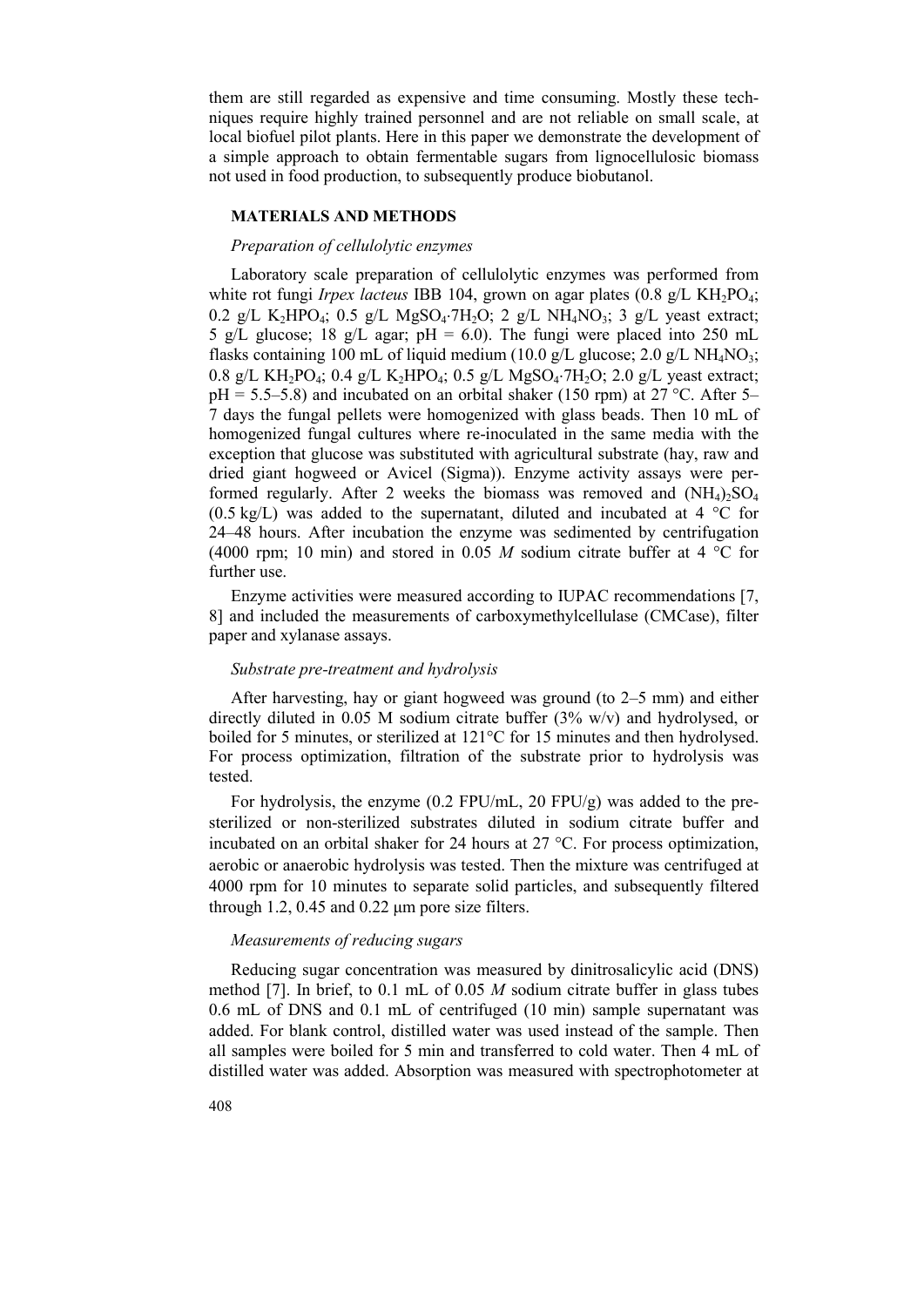them are still regarded as expensive and time consuming. Mostly these techniques require highly trained personnel and are not reliable on small scale, at local biofuel pilot plants. Here in this paper we demonstrate the development of a simple approach to obtain fermentable sugars from lignocellulosic biomass not used in food production, to subsequently produce biobutanol.

## MATERIALS AND METHODS

### *Preparation of cellulolytic enzymes*

Laboratory scale preparation of cellulolytic enzymes was performed from white rot fungi *Irpex lacteus* IBB 104, grown on agar plates (0.8 g/L $KH_2PO_4$; 0.2 g/L $K_2HPO_4$; 0.5 g/L $MgSO_4{\cdot}7H_2O$; 2 g/L $NH_4NO_3$; 3 g/L yeast extract; 5 g/L glucose; 18 g/L agar; pH = 6.0). The fungi were placed into 250 mL flasks containing 100 mL of liquid medium (10.0 g/L glucose; 2.0 g/L $NH_4NO_3$; 0.8 g/L $KH_2PO_4$; 0.4 g/L $K_2HPO_4$; 0.5 g/L $MgSO_4{\cdot}7H_2O$; 2.0 g/L yeast extract; pH = 5.5–5.8) and incubated on an orbital shaker (150 rpm) at 27 °C. After 5–7 days the fungal pellets were homogenized with glass beads. Then 10 mL of homogenized fungal cultures where re-inoculated in the same media with the exception that glucose was substituted with agricultural substrate (hay, raw and dried giant hogweed or Avicel (Sigma)). Enzyme activity assays were performed regularly. After 2 weeks the biomass was removed and $(NH_4)_2SO_4$ (0.5 kg/L) was added to the supernatant, diluted and incubated at 4 °C for 24–48 hours. After incubation the enzyme was sedimented by centrifugation (4000 rpm; 10 min) and stored in 0.05 *M* sodium citrate buffer at 4 °C for further use.

Enzyme activities were measured according to IUPAC recommendations [7, 8] and included the measurements of carboxymethylcellulase (CMCase), filter paper and xylanase assays.

### *Substrate pre-treatment and hydrolysis*

After harvesting, hay or giant hogweed was ground (to 2–5 mm) and either directly diluted in 0.05 M sodium citrate buffer (3% w/v) and hydrolysed, or boiled for 5 minutes, or sterilized at 121°C for 15 minutes and then hydrolysed. For process optimization, filtration of the substrate prior to hydrolysis was tested.

For hydrolysis, the enzyme (0.2 FPU/mL, 20 FPU/g) was added to the pre-sterilized or non-sterilized substrates diluted in sodium citrate buffer and incubated on an orbital shaker for 24 hours at 27 °C. For process optimization, aerobic or anaerobic hydrolysis was tested. Then the mixture was centrifuged at 4000 rpm for 10 minutes to separate solid particles, and subsequently filtered through 1.2, 0.45 and 0.22 μm pore size filters.

### *Measurements of reducing sugars*

Reducing sugar concentration was measured by dinitrosalicylic acid (DNS) method [7]. In brief, to 0.1 mL of 0.05 *M* sodium citrate buffer in glass tubes 0.6 mL of DNS and 0.1 mL of centrifuged (10 min) sample supernatant was added. For blank control, distilled water was used instead of the sample. Then all samples were boiled for 5 min and transferred to cold water. Then 4 mL of distilled water was added. Absorption was measured with spectrophotometer at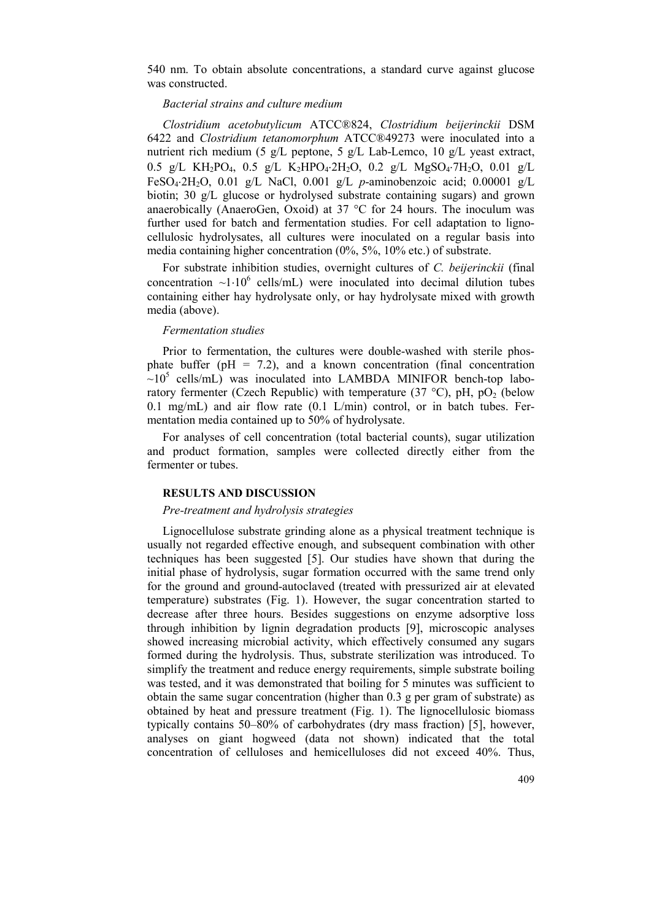540 nm. To obtain absolute concentrations, a standard curve against glucose was constructed.

*Bacterial strains and culture medium*

*Clostridium acetobutylicum* ATCC®824, *Clostridium beijerinckii* DSM 6422 and *Clostridium tetanomorphum* ATCC®49273 were inoculated into a nutrient rich medium (5 g/L peptone, 5 g/L Lab-Lemco, 10 g/L yeast extract, 0.5 g/L $KH_2PO_4$, 0.5 g/L $K_2HPO_4 \cdot 2H_2O$, 0.2 g/L $MgSO_4 \cdot 7H_2O$, 0.01 g/L $FeSO_4 \cdot 2H_2O$, 0.01 g/L NaCl, 0.001 g/L *p*-aminobenzoic acid; 0.00001 g/L biotin; 30 g/L glucose or hydrolysed substrate containing sugars) and grown anaerobically (AnaeroGen, Oxoid) at 37 °C for 24 hours. The inoculum was further used for batch and fermentation studies. For cell adaptation to lignocellulosic hydrolysates, all cultures were inoculated on a regular basis into media containing higher concentration (0%, 5%, 10% etc.) of substrate.

For substrate inhibition studies, overnight cultures of *C. beijerinckii* (final concentration $\sim 1 \cdot 10^6$ cells/mL) were inoculated into decimal dilution tubes containing either hay hydrolysate only, or hay hydrolysate mixed with growth media (above).

*Fermentation studies*

Prior to fermentation, the cultures were double-washed with sterile phosphate buffer (pH = 7.2), and a known concentration (final concentration $\sim 10^5$ cells/mL) was inoculated into LAMBDA MINIFOR bench-top laboratory fermenter (Czech Republic) with temperature (37 °C), pH, $pO_2$ (below 0.1 mg/mL) and air flow rate (0.1 L/min) control, or in batch tubes. Fermentation media contained up to 50% of hydrolysate.

For analyses of cell concentration (total bacterial counts), sugar utilization and product formation, samples were collected directly either from the fermenter or tubes.

## RESULTS AND DISCUSSION

*Pre-treatment and hydrolysis strategies*

Lignocellulose substrate grinding alone as a physical treatment technique is usually not regarded effective enough, and subsequent combination with other techniques has been suggested [5]. Our studies have shown that during the initial phase of hydrolysis, sugar formation occurred with the same trend only for the ground and ground-autoclaved (treated with pressurized air at elevated temperature) substrates (Fig. 1). However, the sugar concentration started to decrease after three hours. Besides suggestions on enzyme adsorptive loss through inhibition by lignin degradation products [9], microscopic analyses showed increasing microbial activity, which effectively consumed any sugars formed during the hydrolysis. Thus, substrate sterilization was introduced. To simplify the treatment and reduce energy requirements, simple substrate boiling was tested, and it was demonstrated that boiling for 5 minutes was sufficient to obtain the same sugar concentration (higher than 0.3 g per gram of substrate) as obtained by heat and pressure treatment (Fig. 1). The lignocellulosic biomass typically contains 50–80% of carbohydrates (dry mass fraction) [5], however, analyses on giant hogweed (data not shown) indicated that the total concentration of celluloses and hemicelluloses did not exceed 40%. Thus,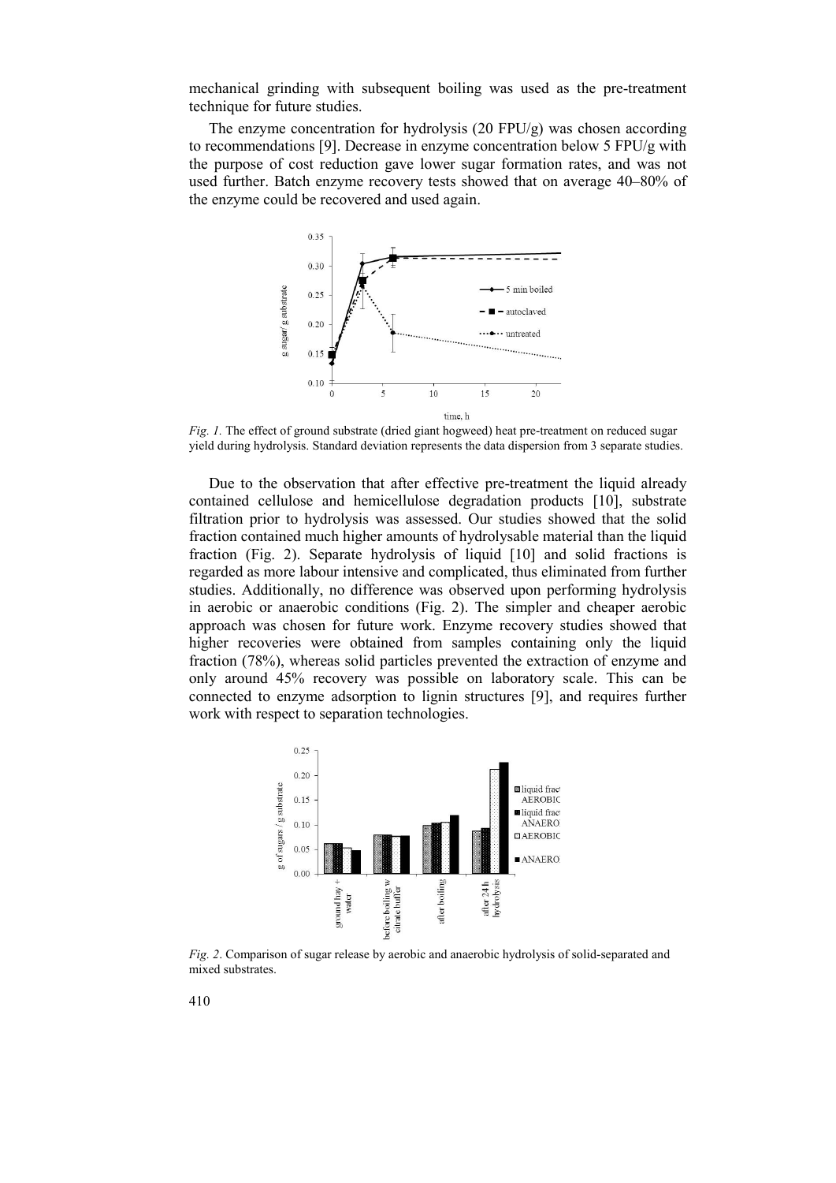mechanical grinding with subsequent boiling was used as the pre-treatment technique for future studies.

The enzyme concentration for hydrolysis (20 FPU/g) was chosen according to recommendations [9]. Decrease in enzyme concentration below 5 FPU/g with the purpose of cost reduction gave lower sugar formation rates, and was not used further. Batch enzyme recovery tests showed that on average 40–80% of the enzyme could be recovered and used again.

*Fig. 1.* The effect of ground substrate (dried giant hogweed) heat pre-treatment on reduced sugar yield during hydrolysis. Standard deviation represents the data dispersion from 3 separate studies.

Due to the observation that after effective pre-treatment the liquid already contained cellulose and hemicellulose degradation products [10], substrate filtration prior to hydrolysis was assessed. Our studies showed that the solid fraction contained much higher amounts of hydrolysable material than the liquid fraction (Fig. 2). Separate hydrolysis of liquid [10] and solid fractions is regarded as more labour intensive and complicated, thus eliminated from further studies. Additionally, no difference was observed upon performing hydrolysis in aerobic or anaerobic conditions (Fig. 2). The simpler and cheaper aerobic approach was chosen for future work. Enzyme recovery studies showed that higher recoveries were obtained from samples containing only the liquid fraction (78%), whereas solid particles prevented the extraction of enzyme and only around 45% recovery was possible on laboratory scale. This can be connected to enzyme adsorption to lignin structures [9], and requires further work with respect to separation technologies.

*Fig. 2*. Comparison of sugar release by aerobic and anaerobic hydrolysis of solid-separated and mixed substrates.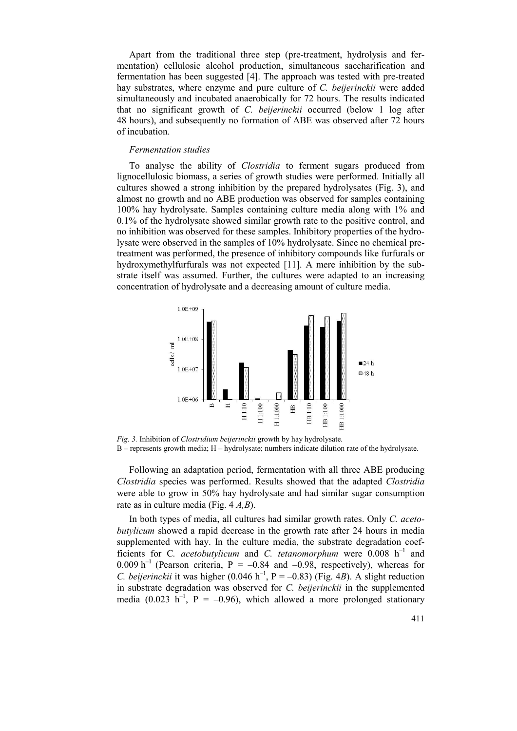Apart from the traditional three step (pre-treatment, hydrolysis and fermentation) cellulosic alcohol production, simultaneous saccharification and fermentation has been suggested [4]. The approach was tested with pre-treated hay substrates, where enzyme and pure culture of *C. beijerinckii* were added simultaneously and incubated anaerobically for 72 hours. The results indicated that no significant growth of *C. beijerinckii* occurred (below 1 log after 48 hours), and subsequently no formation of ABE was observed after 72 hours of incubation.

*Fermentation studies*

To analyse the ability of *Clostridia* to ferment sugars produced from lignocellulosic biomass, a series of growth studies were performed. Initially all cultures showed a strong inhibition by the prepared hydrolysates (Fig. 3), and almost no growth and no ABE production was observed for samples containing 100% hay hydrolysate. Samples containing culture media along with 1% and 0.1% of the hydrolysate showed similar growth rate to the positive control, and no inhibition was observed for these samples. Inhibitory properties of the hydrolysate were observed in the samples of 10% hydrolysate. Since no chemical pretreatment was performed, the presence of inhibitory compounds like furfurals or hydroxymethylfurfurals was not expected [11]. A mere inhibition by the substrate itself was assumed. Further, the cultures were adapted to an increasing concentration of hydrolysate and a decreasing amount of culture media.

*Fig. 3.* Inhibition of *Clostridium beijerinckii* growth by hay hydrolysate.
B – represents growth media; H – hydrolysate; numbers indicate dilution rate of the hydrolysate.

Following an adaptation period, fermentation with all three ABE producing *Clostridia* species was performed. Results showed that the adapted *Clostridia* were able to grow in 50% hay hydrolysate and had similar sugar consumption rate as in culture media (Fig. 4 *A,B*).

In both types of media, all cultures had similar growth rates. Only *C. acetobutylicum* showed a rapid decrease in the growth rate after 24 hours in media supplemented with hay. In the culture media, the substrate degradation coefficients for C. *acetobutylicum* and *C. tetanomorphum* were 0.008 $h^{-1}$ and 0.009 $h^{-1}$ (Pearson criteria, $P = -0.84$ and $-0.98$, respectively), whereas for *C. beijerinckii* it was higher (0.046 $h^{-1}$, $P = -0.83$) (Fig. 4*B*). A slight reduction in substrate degradation was observed for *C. beijerinckii* in the supplemented media (0.023 $h^{-1}$, $P = -0.96$), which allowed a more prolonged stationary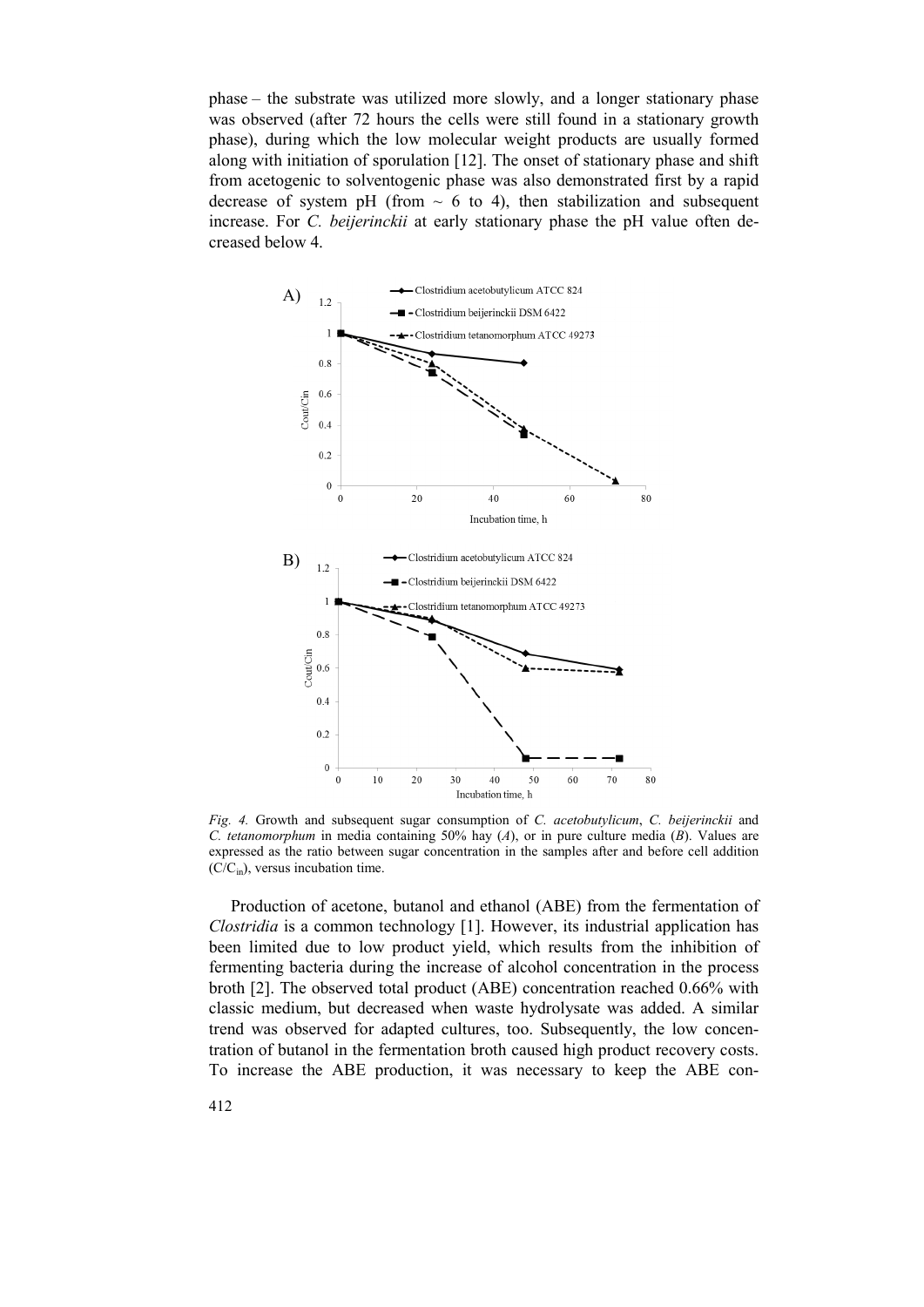phase – the substrate was utilized more slowly, and a longer stationary phase was observed (after 72 hours the cells were still found in a stationary growth phase), during which the low molecular weight products are usually formed along with initiation of sporulation [12]. The onset of stationary phase and shift from acetogenic to solventogenic phase was also demonstrated first by a rapid decrease of system pH (from ~ 6 to 4), then stabilization and subsequent increase. For *C. beijerinckii* at early stationary phase the pH value often decreased below 4.

*Fig. 4.* Growth and subsequent sugar consumption of *C. acetobutylicum*, *C. beijerinckii* and *C. tetanomorphum* in media containing 50% hay (*A*), or in pure culture media (*B*). Values are expressed as the ratio between sugar concentration in the samples after and before cell addition ($C/C_{in}$), versus incubation time.

Production of acetone, butanol and ethanol (ABE) from the fermentation of *Clostridia* is a common technology [1]. However, its industrial application has been limited due to low product yield, which results from the inhibition of fermenting bacteria during the increase of alcohol concentration in the process broth [2]. The observed total product (ABE) concentration reached 0.66% with classic medium, but decreased when waste hydrolysate was added. A similar trend was observed for adapted cultures, too. Subsequently, the low concentration of butanol in the fermentation broth caused high product recovery costs. To increase the ABE production, it was necessary to keep the ABE con-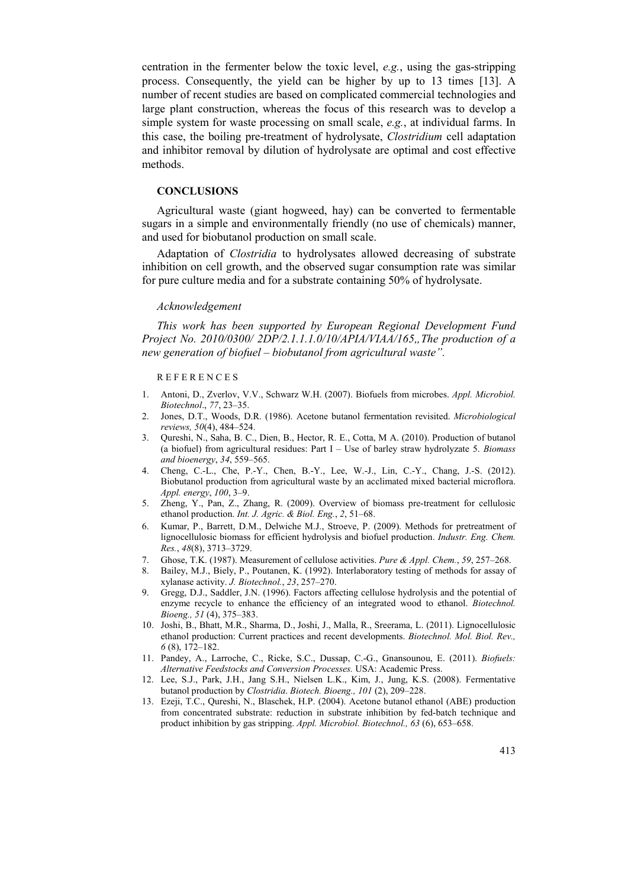centration in the fermenter below the toxic level, *e.g.*, using the gas-stripping process. Consequently, the yield can be higher by up to 13 times [13]. A number of recent studies are based on complicated commercial technologies and large plant construction, whereas the focus of this research was to develop a simple system for waste processing on small scale, *e.g.*, at individual farms. In this case, the boiling pre-treatment of hydrolysate, *Clostridium* cell adaptation and inhibitor removal by dilution of hydrolysate are optimal and cost effective methods.

## CONCLUSIONS

Agricultural waste (giant hogweed, hay) can be converted to fermentable sugars in a simple and environmentally friendly (no use of chemicals) manner, and used for biobutanol production on small scale.

Adaptation of *Clostridia* to hydrolysates allowed decreasing of substrate inhibition on cell growth, and the observed sugar consumption rate was similar for pure culture media and for a substrate containing 50% of hydrolysate.

### *Acknowledgement*

*This work has been supported by European Regional Development Fund Project No. 2010/0300/ 2DP/2.1.1.1.0/10/APIA/VIAA/165„The production of a new generation of biofuel – biobutanol from agricultural waste".*

## REFERENCES

1. Antoni, D., Zverlov, V.V., Schwarz W.H. (2007). Biofuels from microbes. *Appl. Microbiol. Biotechnol*., *77*, 23–35.
2. Jones, D.T., Woods, D.R. (1986). Acetone butanol fermentation revisited. *Microbiological reviews, 50*(4), 484–524.
3. Qureshi, N., Saha, B. C., Dien, B., Hector, R. E., Cotta, M A. (2010). Production of butanol (a biofuel) from agricultural residues: Part I – Use of barley straw hydrolyzate 5. *Biomass and bioenergy*, *34*, 559–565.
4. Cheng, C.-L., Che, P.-Y., Chen, B.-Y., Lee, W.-J., Lin, C.-Y., Chang, J.-S. (2012). Biobutanol production from agricultural waste by an acclimated mixed bacterial microflora. *Appl. energy*, *100*, 3–9.
5. Zheng, Y., Pan, Z., Zhang, R. (2009). Overview of biomass pre-treatment for cellulosic ethanol production. *Int. J. Agric. & Biol. Eng.*, *2*, 51–68.
6. Kumar, P., Barrett, D.M., Delwiche M.J., Stroeve, P. (2009). Methods for pretreatment of lignocellulosic biomass for efficient hydrolysis and biofuel production. *Industr. Eng. Chem. Res.*, *48*(8), 3713–3729.
7. Ghose, T.K. (1987). Measurement of cellulose activities. *Pure & Appl. Chem.*, *59*, 257–268.
8. Bailey, M.J., Biely, P., Poutanen, K. (1992). Interlaboratory testing of methods for assay of xylanase activity. *J. Biotechnol.*, *23*, 257–270.
9. Gregg, D.J., Saddler, J.N. (1996). Factors affecting cellulose hydrolysis and the potential of enzyme recycle to enhance the efficiency of an integrated wood to ethanol. *Biotechnol. Bioeng., 51* (4), 375–383.
10. Joshi, B., Bhatt, M.R., Sharma, D., Joshi, J., Malla, R., Sreerama, L. (2011). Lignocellulosic ethanol production: Current practices and recent developments. *Biotechnol. Mol. Biol. Rev., 6* (8), 172–182.
11. Pandey, A., Larroche, C., Ricke, S.C., Dussap, C.-G., Gnansounou, E. (2011). *Biofuels: Alternative Feedstocks and Conversion Processes.* USA: Academic Press.
12. Lee, S.J., Park, J.H., Jang S.H., Nielsen L.K., Kim, J., Jung, K.S. (2008). Fermentative butanol production by *Clostridia*. *Biotech. Bioeng., 101* (2), 209–228.
13. Ezeji, T.C., Qureshi, N., Blaschek, H.P. (2004). Acetone butanol ethanol (ABE) production from concentrated substrate: reduction in substrate inhibition by fed-batch technique and product inhibition by gas stripping. *Appl. Microbiol. Biotechnol., 63* (6), 653–658.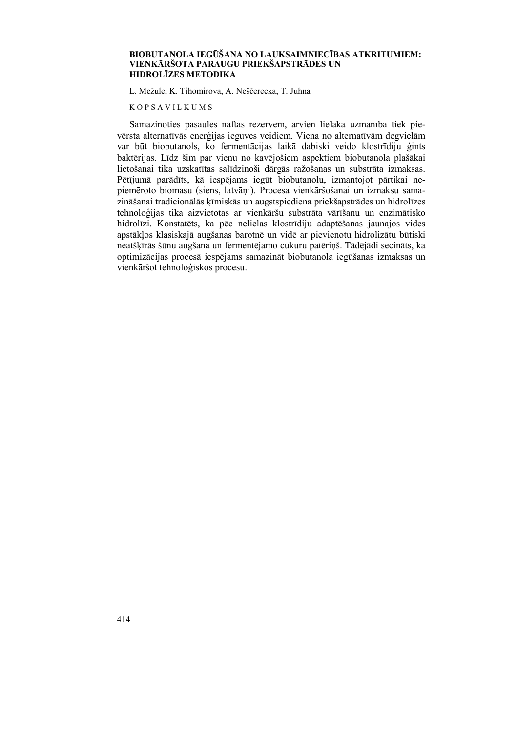**BIOBUTANOLA IEGŪŠANA NO LAUKSAIMNIECĪBAS ATKRITUMIEM: VIENKĀRŠOTA PARAUGU PRIEKŠAPSTRĀDES UN HIDROLĪZES METODIKA**

L. Mežule, K. Tihomirova, A. Neščerecka, T. Juhna

KOPSAVILKUMS

Samazinoties pasaules naftas rezervēm, arvien lielāka uzmanība tiek pievērsta alternatīvās enerģijas ieguves veidiem. Viena no alternatīvām degvielām var būt biobutanols, ko fermentācijas laikā dabiski veido klostrīdiju ģints baktērijas. Līdz šim par vienu no kavējošiem aspektiem biobutanola plašākai lietošanai tika uzskatītas salīdzinoši dārgās ražošanas un substrāta izmaksas. Pētījumā parādīts, kā iespējams iegūt biobutanolu, izmantojot pārtikai nepiemēroto biomasu (siens, latvāņi). Procesa vienkāršošanai un izmaksu samazināšanai tradicionālās ķīmiskās un augstspiediena priekšapstrādes un hidrolīzes tehnoloģijas tika aizvietotas ar vienkāršu substrāta vārīšanu un enzimātisko hidrolīzi. Konstatēts, ka pēc nelielas klostrīdiju adaptēšanas jaunajos vides apstākļos klasiskajā augšanas barotnē un vidē ar pievienotu hidrolizātu būtiski neatšķīrās šūnu augšana un fermentējamo cukuru patēriņš. Tādējādi secināts, ka optimizācijas procesā iespējams samazināt biobutanola iegūšanas izmaksas un vienkāršot tehnoloģiskos procesu.